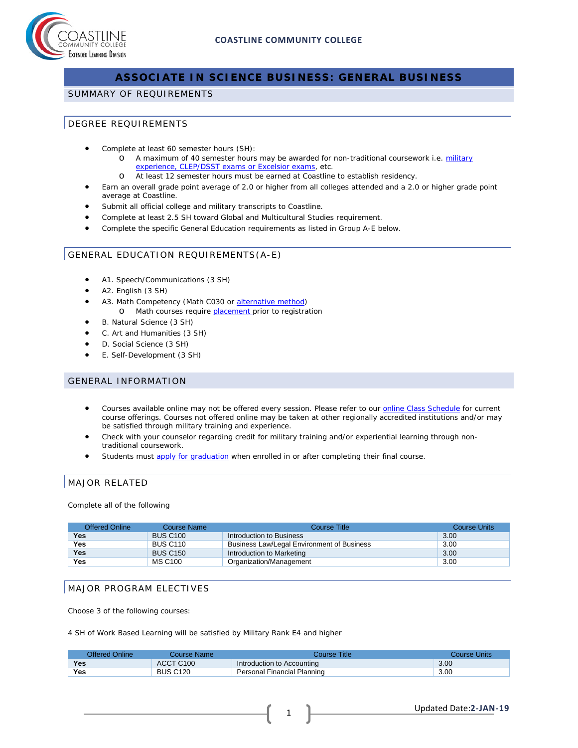# ASSOCIATE IN SCIENCE BUSINESS: GENERAL BUSINESS

## SUMMARY OF REQUIREMENTS

### DEGREE REQUIREMENTS

- Complete at least 60 semester hours (SH):
  - A maximum of 40 semester hours may be awarded for non-traditional coursework i.e. military experience, CLEP/DSST exams or Excelsior exams, etc.
  - At least 12 semester hours must be earned at Coastline to establish residency.
- Earn an overall grade point average of 2.0 or higher from all colleges attended and a 2.0 or higher grade point average at Coastline.
- Submit all official college and military transcripts to Coastline.
- Complete at least 2.5 SH toward Global and Multicultural Studies requirement.
- Complete the specific General Education requirements as listed in Group A-E below.

### GENERAL EDUCATION REQUIREMENTS(A-E)

- A1. Speech/Communications (3 SH)
- A2. English (3 SH)
- A3. Math Competency (Math C030 or alternative method)
  - Math courses require placement prior to registration
- B. Natural Science (3 SH)
- C. Art and Humanities (3 SH)
- D. Social Science (3 SH)
- E. Self-Development (3 SH)

## GENERAL INFORMATION

- Courses available online may not be offered every session. Please refer to our online Class Schedule for current course offerings. Courses not offered online may be taken at other regionally accredited institutions and/or may be satisfied through military training and experience.
- Check with your counselor regarding credit for military training and/or experiential learning through non-traditional coursework.
- Students must apply for graduation when enrolled in or after completing their final course.

### MAJOR RELATED

Complete all of the following

| Offered Online | Course Name | Course Title | Course Units |
|---|---|---|---|
| **Yes** | BUS C100 | Introduction to Business | 3.00 |
| **Yes** | BUS C110 | Business Law/Legal Environment of Business | 3.00 |
| **Yes** | BUS C150 | Introduction to Marketing | 3.00 |
| **Yes** | MS C100 | Organization/Management | 3.00 |

### MAJOR PROGRAM ELECTIVES

Choose 3 of the following courses:

4 SH of Work Based Learning will be satisfied by Military Rank E4 and higher

| Offered Online | Course Name | Course Title | Course Units |
|---|---|---|---|
| **Yes** | ACCT C100 | Introduction to Accounting | 3.00 |
| **Yes** | BUS C120 | Personal Financial Planning | 3.00 |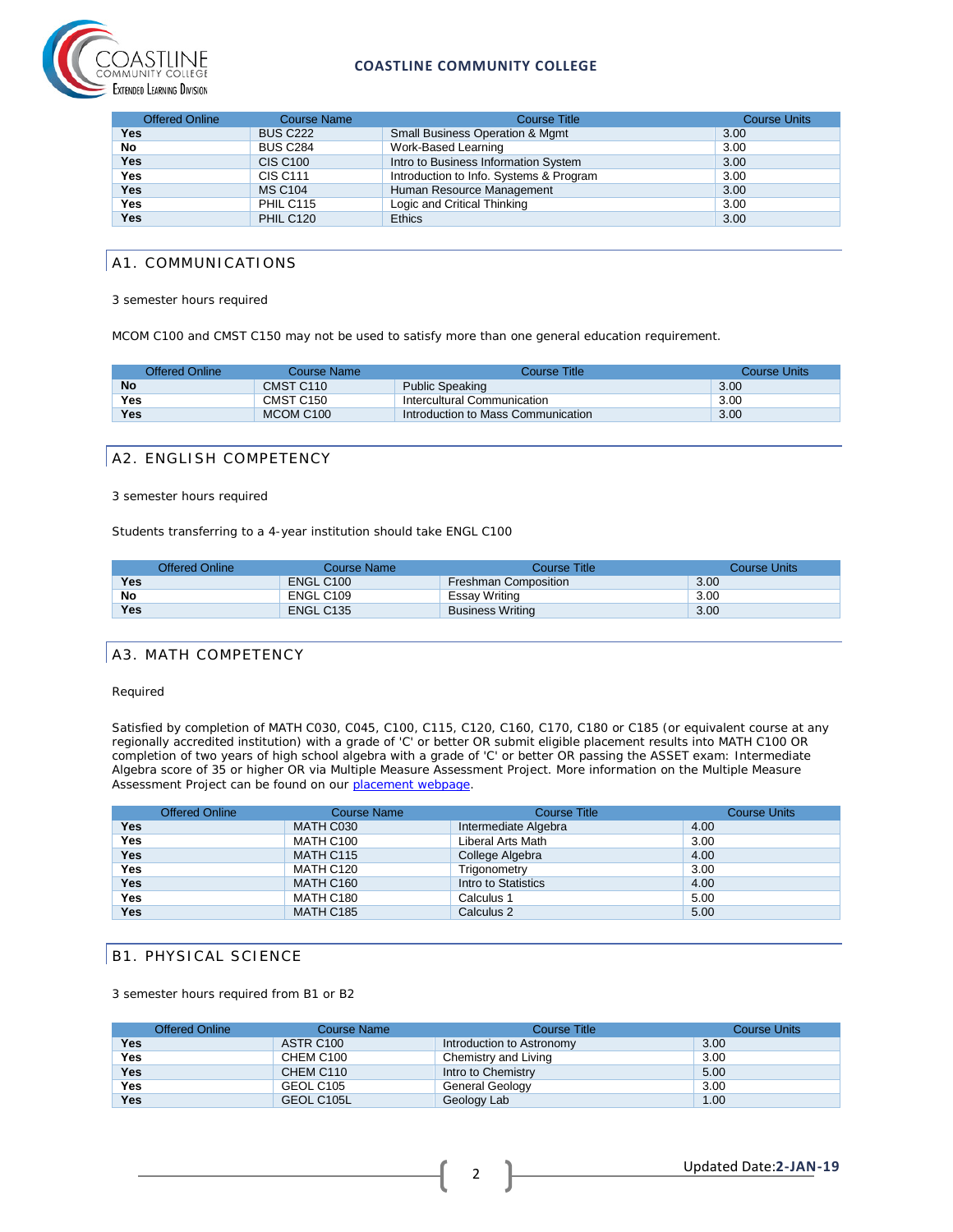| Offered Online | Course Name | Course Title | Course Units |
|---|---|---|---|
| **Yes** | BUS C222 | Small Business Operation & Mgmt | 3.00 |
| **No** | BUS C284 | Work-Based Learning | 3.00 |
| **Yes** | CIS C100 | Intro to Business Information System | 3.00 |
| **Yes** | CIS C111 | Introduction to Info. Systems & Program | 3.00 |
| **Yes** | MS C104 | Human Resource Management | 3.00 |
| **Yes** | PHIL C115 | Logic and Critical Thinking | 3.00 |
| **Yes** | PHIL C120 | Ethics | 3.00 |

## A1. COMMUNICATIONS

3 semester hours required

MCOM C100 and CMST C150 may not be used to satisfy more than one general education requirement.

| Offered Online | Course Name | Course Title | Course Units |
|---|---|---|---|
| **No** | CMST C110 | Public Speaking | 3.00 |
| **Yes** | CMST C150 | Intercultural Communication | 3.00 |
| **Yes** | MCOM C100 | Introduction to Mass Communication | 3.00 |

## A2. ENGLISH COMPETENCY

3 semester hours required

Students transferring to a 4-year institution should take ENGL C100

| Offered Online | Course Name | Course Title | Course Units |
|---|---|---|---|
| **Yes** | ENGL C100 | Freshman Composition | 3.00 |
| **No** | ENGL C109 | Essay Writing | 3.00 |
| **Yes** | ENGL C135 | Business Writing | 3.00 |

## A3. MATH COMPETENCY

Required

Satisfied by completion of MATH C030, C045, C100, C115, C120, C160, C170, C180 or C185 (or equivalent course at any regionally accredited institution) with a grade of 'C' or better OR submit eligible placement results into MATH C100 OR completion of two years of high school algebra with a grade of 'C' or better OR passing the ASSET exam: Intermediate Algebra score of 35 or higher OR via Multiple Measure Assessment Project. More information on the Multiple Measure Assessment Project can be found on our [placement webpage](placement webpage).

| Offered Online | Course Name | Course Title | Course Units |
|---|---|---|---|
| **Yes** | MATH C030 | Intermediate Algebra | 4.00 |
| **Yes** | MATH C100 | Liberal Arts Math | 3.00 |
| **Yes** | MATH C115 | College Algebra | 4.00 |
| **Yes** | MATH C120 | Trigonometry | 3.00 |
| **Yes** | MATH C160 | Intro to Statistics | 4.00 |
| **Yes** | MATH C180 | Calculus 1 | 5.00 |
| **Yes** | MATH C185 | Calculus 2 | 5.00 |

## B1. PHYSICAL SCIENCE

3 semester hours required from B1 or B2

| Offered Online | Course Name | Course Title | Course Units |
|---|---|---|---|
| **Yes** | ASTR C100 | Introduction to Astronomy | 3.00 |
| **Yes** | CHEM C100 | Chemistry and Living | 3.00 |
| **Yes** | CHEM C110 | Intro to Chemistry | 5.00 |
| **Yes** | GEOL C105 | General Geology | 3.00 |
| **Yes** | GEOL C105L | Geology Lab | 1.00 |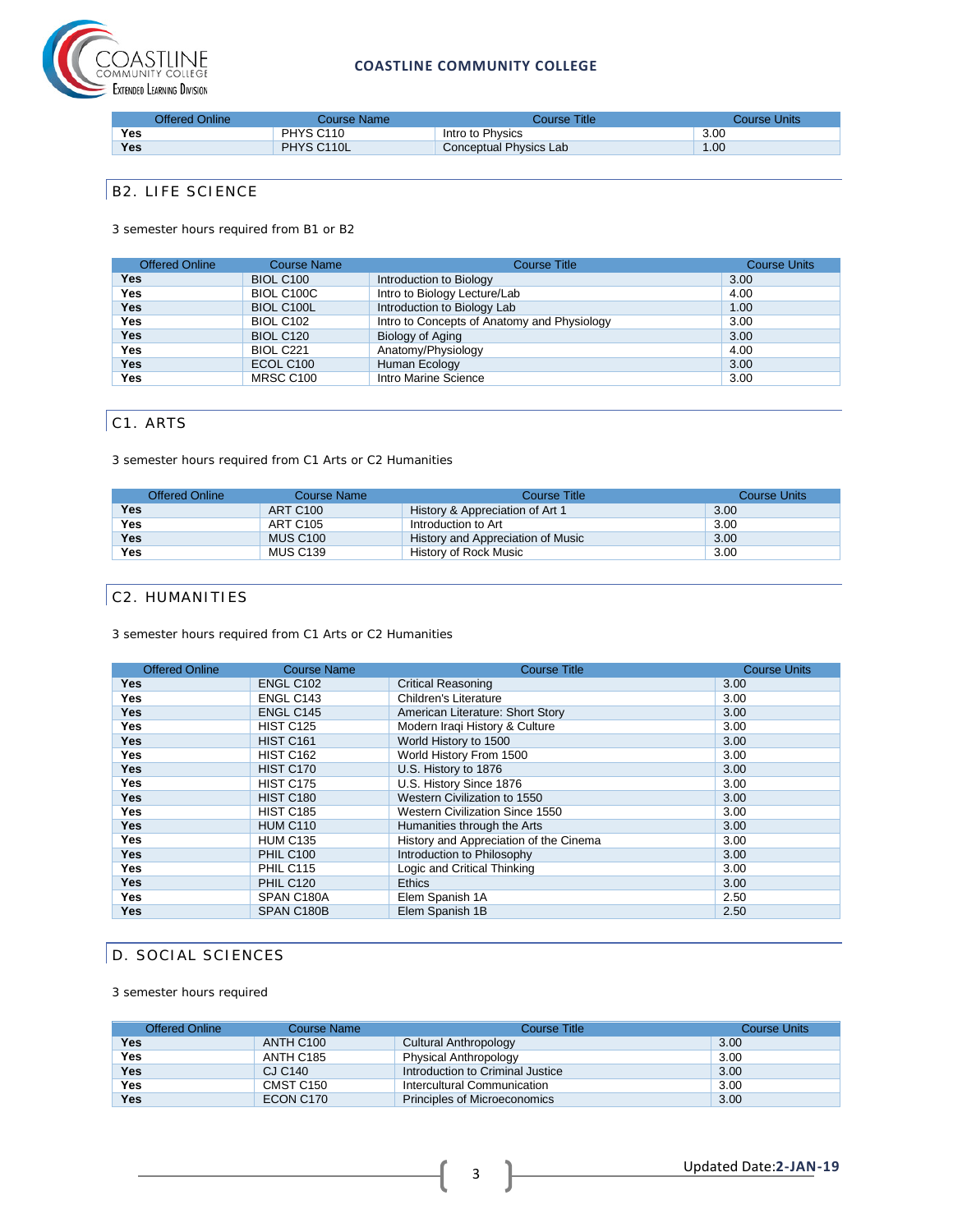| Offered Online | Course Name | Course Title | Course Units |
|---|---|---|---|
| **Yes** | PHYS C110 | Intro to Physics | 3.00 |
| **Yes** | PHYS C110L | Conceptual Physics Lab | 1.00 |

## B2. LIFE SCIENCE

3 semester hours required from B1 or B2

| Offered Online | Course Name | Course Title | Course Units |
|---|---|---|---|
| **Yes** | BIOL C100 | Introduction to Biology | 3.00 |
| **Yes** | BIOL C100C | Intro to Biology Lecture/Lab | 4.00 |
| **Yes** | BIOL C100L | Introduction to Biology Lab | 1.00 |
| **Yes** | BIOL C102 | Intro to Concepts of Anatomy and Physiology | 3.00 |
| **Yes** | BIOL C120 | Biology of Aging | 3.00 |
| **Yes** | BIOL C221 | Anatomy/Physiology | 4.00 |
| **Yes** | ECOL C100 | Human Ecology | 3.00 |
| **Yes** | MRSC C100 | Intro Marine Science | 3.00 |

## C1. ARTS

3 semester hours required from C1 Arts or C2 Humanities

| Offered Online | Course Name | Course Title | Course Units |
|---|---|---|---|
| **Yes** | ART C100 | History & Appreciation of Art 1 | 3.00 |
| **Yes** | ART C105 | Introduction to Art | 3.00 |
| **Yes** | MUS C100 | History and Appreciation of Music | 3.00 |
| **Yes** | MUS C139 | History of Rock Music | 3.00 |

## C2. HUMANITIES

3 semester hours required from C1 Arts or C2 Humanities

| Offered Online | Course Name | Course Title | Course Units |
|---|---|---|---|
| **Yes** | ENGL C102 | Critical Reasoning | 3.00 |
| **Yes** | ENGL C143 | Children's Literature | 3.00 |
| **Yes** | ENGL C145 | American Literature: Short Story | 3.00 |
| **Yes** | HIST C125 | Modern Iraqi History & Culture | 3.00 |
| **Yes** | HIST C161 | World History to 1500 | 3.00 |
| **Yes** | HIST C162 | World History From 1500 | 3.00 |
| **Yes** | HIST C170 | U.S. History to 1876 | 3.00 |
| **Yes** | HIST C175 | U.S. History Since 1876 | 3.00 |
| **Yes** | HIST C180 | Western Civilization to 1550 | 3.00 |
| **Yes** | HIST C185 | Western Civilization Since 1550 | 3.00 |
| **Yes** | HUM C110 | Humanities through the Arts | 3.00 |
| **Yes** | HUM C135 | History and Appreciation of the Cinema | 3.00 |
| **Yes** | PHIL C100 | Introduction to Philosophy | 3.00 |
| **Yes** | PHIL C115 | Logic and Critical Thinking | 3.00 |
| **Yes** | PHIL C120 | Ethics | 3.00 |
| **Yes** | SPAN C180A | Elem Spanish 1A | 2.50 |
| **Yes** | SPAN C180B | Elem Spanish 1B | 2.50 |

## D. SOCIAL SCIENCES

3 semester hours required

| Offered Online | Course Name | Course Title | Course Units |
|---|---|---|---|
| **Yes** | ANTH C100 | Cultural Anthropology | 3.00 |
| **Yes** | ANTH C185 | Physical Anthropology | 3.00 |
| **Yes** | CJ C140 | Introduction to Criminal Justice | 3.00 |
| **Yes** | CMST C150 | Intercultural Communication | 3.00 |
| **Yes** | ECON C170 | Principles of Microeconomics | 3.00 |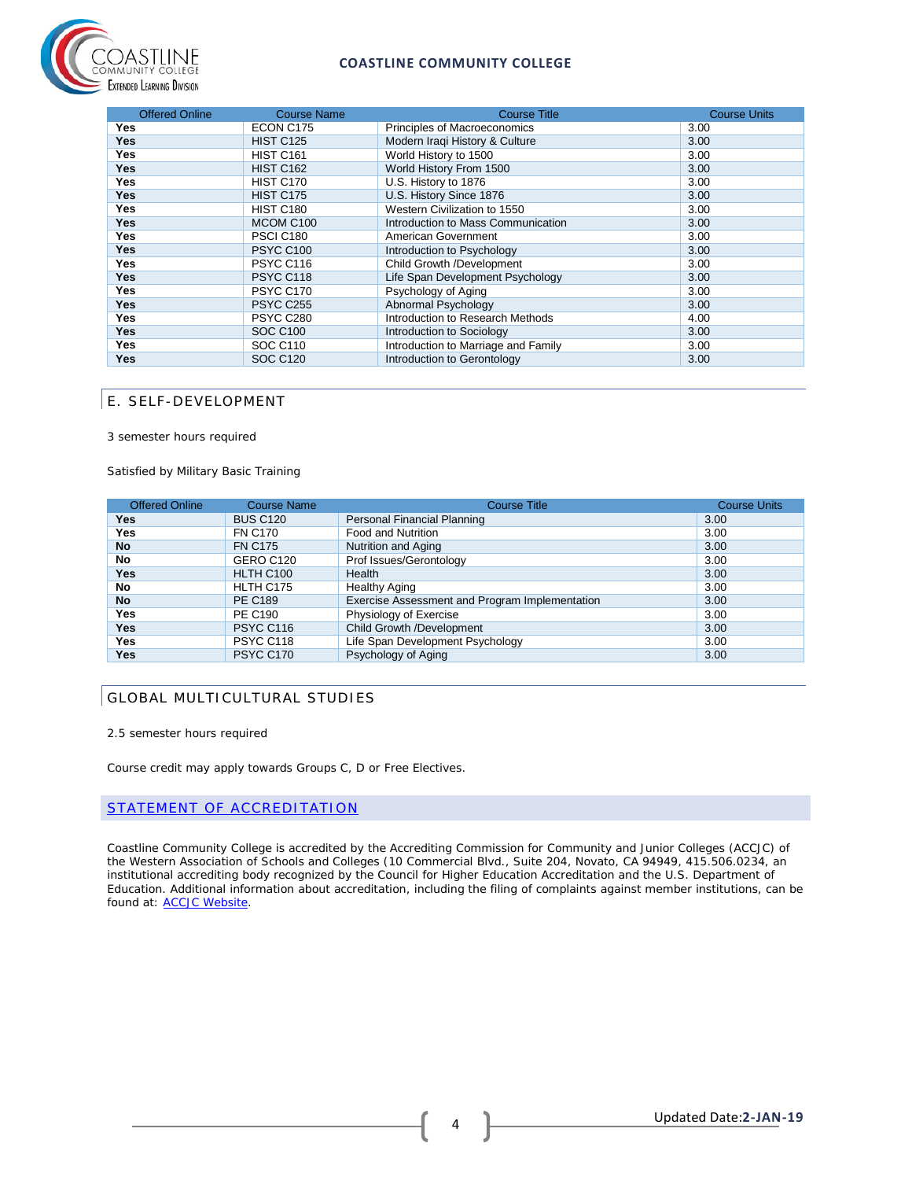| Offered Online | Course Name | Course Title | Course Units |
|---|---|---|---|
| **Yes** | ECON C175 | Principles of Macroeconomics | 3.00 |
| **Yes** | HIST C125 | Modern Iraqi History & Culture | 3.00 |
| **Yes** | HIST C161 | World History to 1500 | 3.00 |
| **Yes** | HIST C162 | World History From 1500 | 3.00 |
| **Yes** | HIST C170 | U.S. History to 1876 | 3.00 |
| **Yes** | HIST C175 | U.S. History Since 1876 | 3.00 |
| **Yes** | HIST C180 | Western Civilization to 1550 | 3.00 |
| **Yes** | MCOM C100 | Introduction to Mass Communication | 3.00 |
| **Yes** | PSCI C180 | American Government | 3.00 |
| **Yes** | PSYC C100 | Introduction to Psychology | 3.00 |
| **Yes** | PSYC C116 | Child Growth /Development | 3.00 |
| **Yes** | PSYC C118 | Life Span Development Psychology | 3.00 |
| **Yes** | PSYC C170 | Psychology of Aging | 3.00 |
| **Yes** | PSYC C255 | Abnormal Psychology | 3.00 |
| **Yes** | PSYC C280 | Introduction to Research Methods | 4.00 |
| **Yes** | SOC C100 | Introduction to Sociology | 3.00 |
| **Yes** | SOC C110 | Introduction to Marriage and Family | 3.00 |
| **Yes** | SOC C120 | Introduction to Gerontology | 3.00 |

## E. SELF-DEVELOPMENT

3 semester hours required

Satisfied by Military Basic Training

| Offered Online | Course Name | Course Title | Course Units |
|---|---|---|---|
| **Yes** | BUS C120 | Personal Financial Planning | 3.00 |
| **Yes** | FN C170 | Food and Nutrition | 3.00 |
| **No** | FN C175 | Nutrition and Aging | 3.00 |
| **No** | GERO C120 | Prof Issues/Gerontology | 3.00 |
| **Yes** | HLTH C100 | Health | 3.00 |
| **No** | HLTH C175 | Healthy Aging | 3.00 |
| **No** | PE C189 | Exercise Assessment and Program Implementation | 3.00 |
| **Yes** | PE C190 | Physiology of Exercise | 3.00 |
| **Yes** | PSYC C116 | Child Growth /Development | 3.00 |
| **Yes** | PSYC C118 | Life Span Development Psychology | 3.00 |
| **Yes** | PSYC C170 | Psychology of Aging | 3.00 |

## GLOBAL MULTICULTURAL STUDIES

2.5 semester hours required

Course credit may apply towards Groups C, D or Free Electives.

## STATEMENT OF ACCREDITATION

Coastline Community College is accredited by the Accrediting Commission for Community and Junior Colleges (ACCJC) of the Western Association of Schools and Colleges (10 Commercial Blvd., Suite 204, Novato, CA 94949, 415.506.0234, an institutional accrediting body recognized by the Council for Higher Education Accreditation and the U.S. Department of Education. Additional information about accreditation, including the filing of complaints against member institutions, can be found at: ACCJC Website.